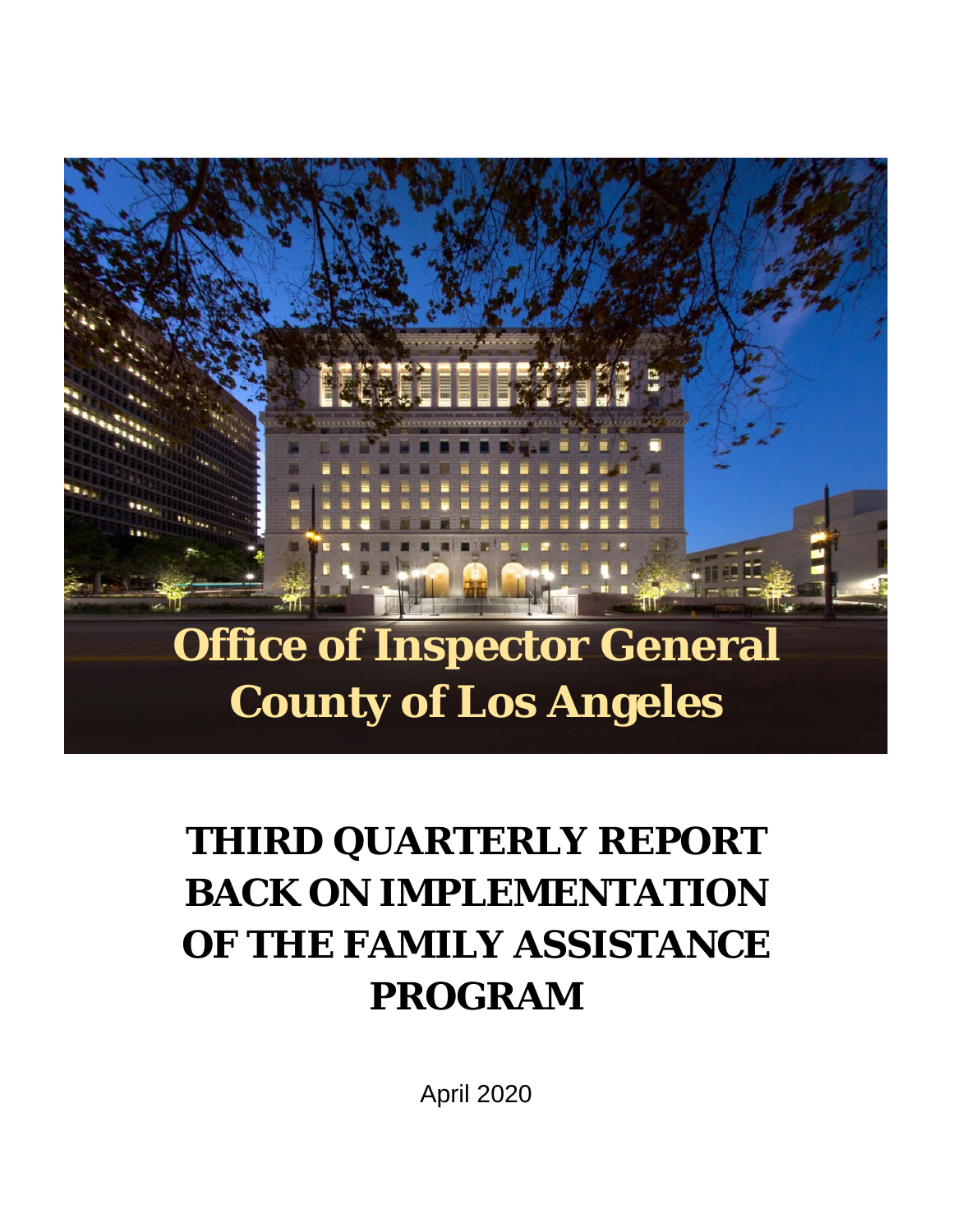**Office of Inspector General**
**County of Los Angeles**

# THIRD QUARTERLY REPORT BACK ON IMPLEMENTATION OF THE FAMILY ASSISTANCE PROGRAM

April 2020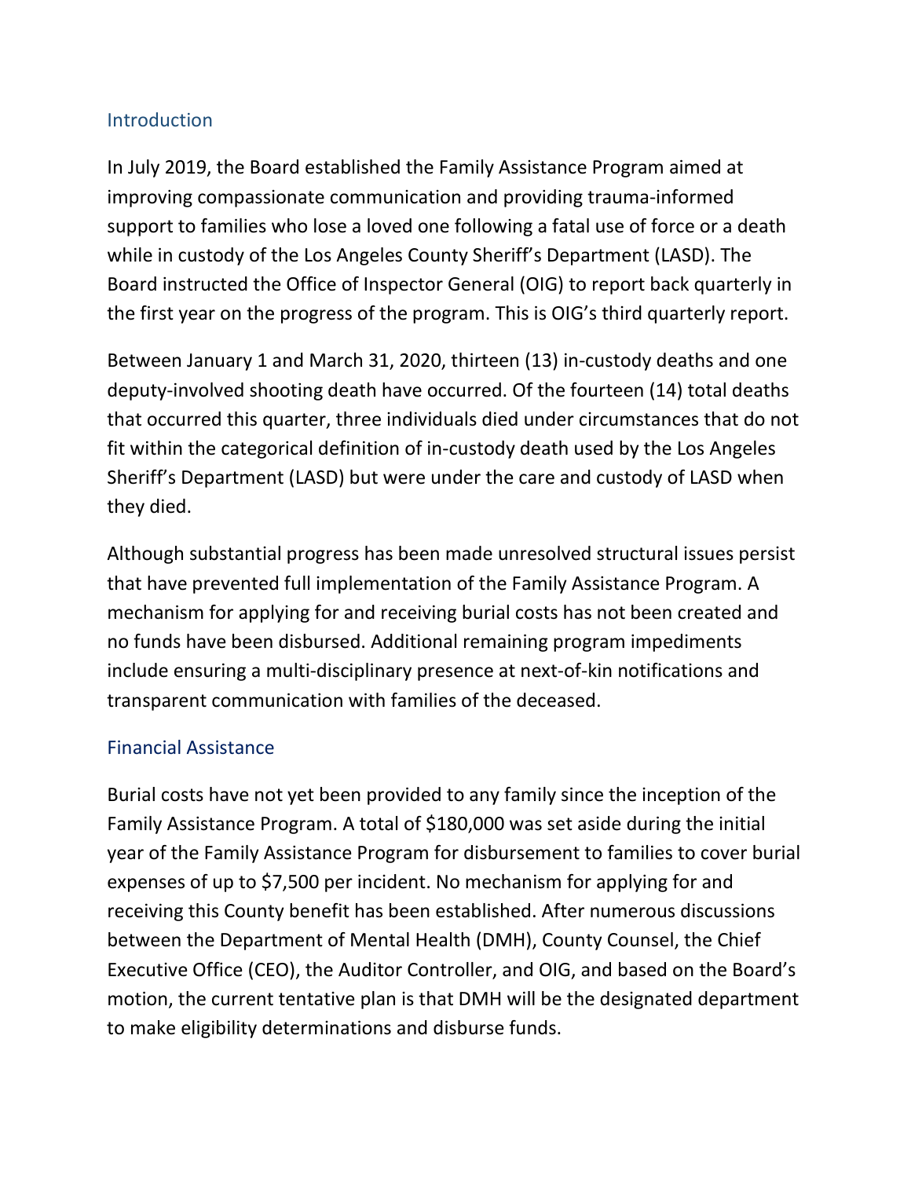## Introduction

In July 2019, the Board established the Family Assistance Program aimed at improving compassionate communication and providing trauma-informed support to families who lose a loved one following a fatal use of force or a death while in custody of the Los Angeles County Sheriff's Department (LASD). The Board instructed the Office of Inspector General (OIG) to report back quarterly in the first year on the progress of the program. This is OIG's third quarterly report.

Between January 1 and March 31, 2020, thirteen (13) in-custody deaths and one deputy-involved shooting death have occurred. Of the fourteen (14) total deaths that occurred this quarter, three individuals died under circumstances that do not fit within the categorical definition of in-custody death used by the Los Angeles Sheriff's Department (LASD) but were under the care and custody of LASD when they died.

Although substantial progress has been made unresolved structural issues persist that have prevented full implementation of the Family Assistance Program. A mechanism for applying for and receiving burial costs has not been created and no funds have been disbursed. Additional remaining program impediments include ensuring a multi-disciplinary presence at next-of-kin notifications and transparent communication with families of the deceased.

## Financial Assistance

Burial costs have not yet been provided to any family since the inception of the Family Assistance Program. A total of $180,000 was set aside during the initial year of the Family Assistance Program for disbursement to families to cover burial expenses of up to $7,500 per incident. No mechanism for applying for and receiving this County benefit has been established. After numerous discussions between the Department of Mental Health (DMH), County Counsel, the Chief Executive Office (CEO), the Auditor Controller, and OIG, and based on the Board's motion, the current tentative plan is that DMH will be the designated department to make eligibility determinations and disburse funds.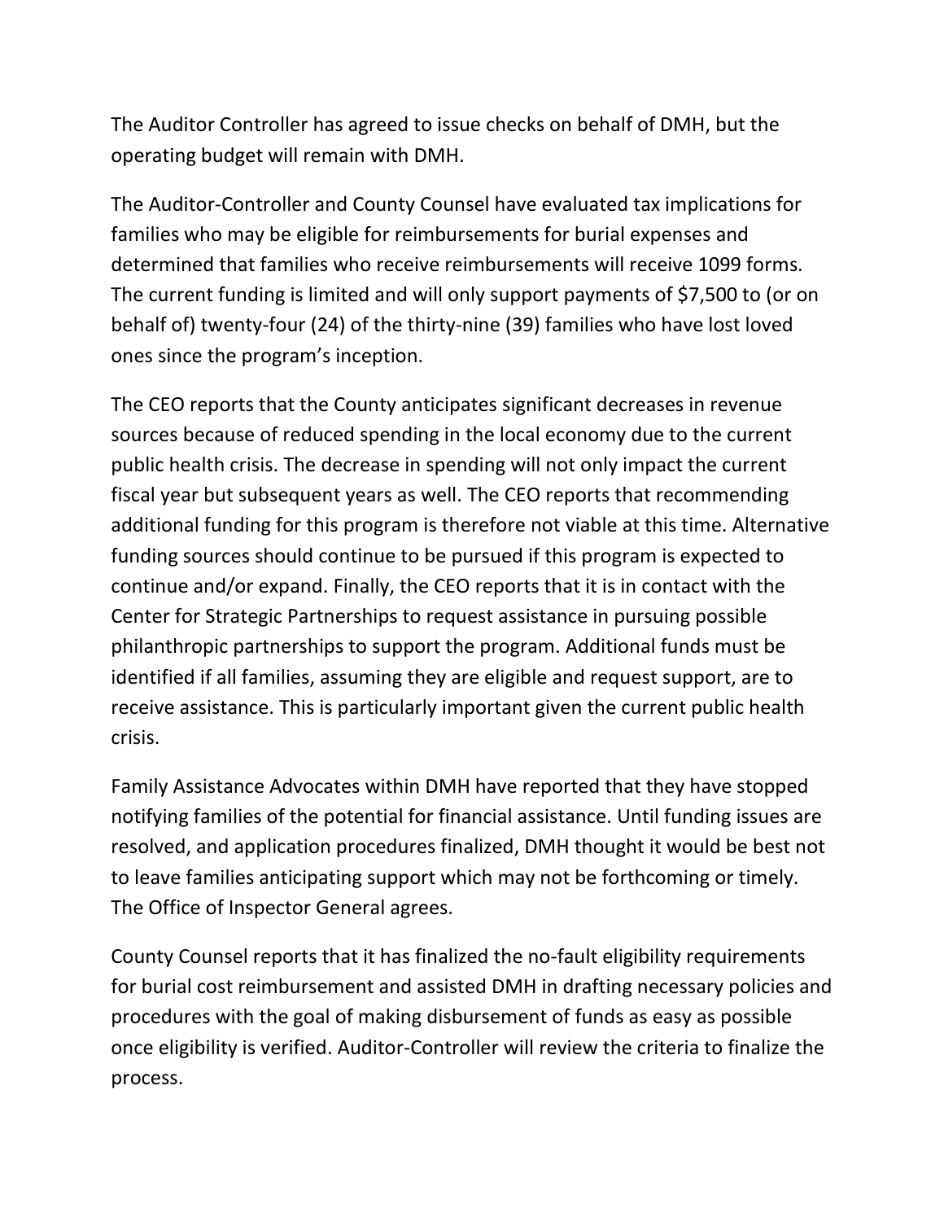The Auditor Controller has agreed to issue checks on behalf of DMH, but the operating budget will remain with DMH.

The Auditor-Controller and County Counsel have evaluated tax implications for families who may be eligible for reimbursements for burial expenses and determined that families who receive reimbursements will receive 1099 forms. The current funding is limited and will only support payments of $7,500 to (or on behalf of) twenty-four (24) of the thirty-nine (39) families who have lost loved ones since the program's inception.

The CEO reports that the County anticipates significant decreases in revenue sources because of reduced spending in the local economy due to the current public health crisis. The decrease in spending will not only impact the current fiscal year but subsequent years as well. The CEO reports that recommending additional funding for this program is therefore not viable at this time. Alternative funding sources should continue to be pursued if this program is expected to continue and/or expand. Finally, the CEO reports that it is in contact with the Center for Strategic Partnerships to request assistance in pursuing possible philanthropic partnerships to support the program. Additional funds must be identified if all families, assuming they are eligible and request support, are to receive assistance. This is particularly important given the current public health crisis.

Family Assistance Advocates within DMH have reported that they have stopped notifying families of the potential for financial assistance. Until funding issues are resolved, and application procedures finalized, DMH thought it would be best not to leave families anticipating support which may not be forthcoming or timely. The Office of Inspector General agrees.

County Counsel reports that it has finalized the no-fault eligibility requirements for burial cost reimbursement and assisted DMH in drafting necessary policies and procedures with the goal of making disbursement of funds as easy as possible once eligibility is verified. Auditor-Controller will review the criteria to finalize the process.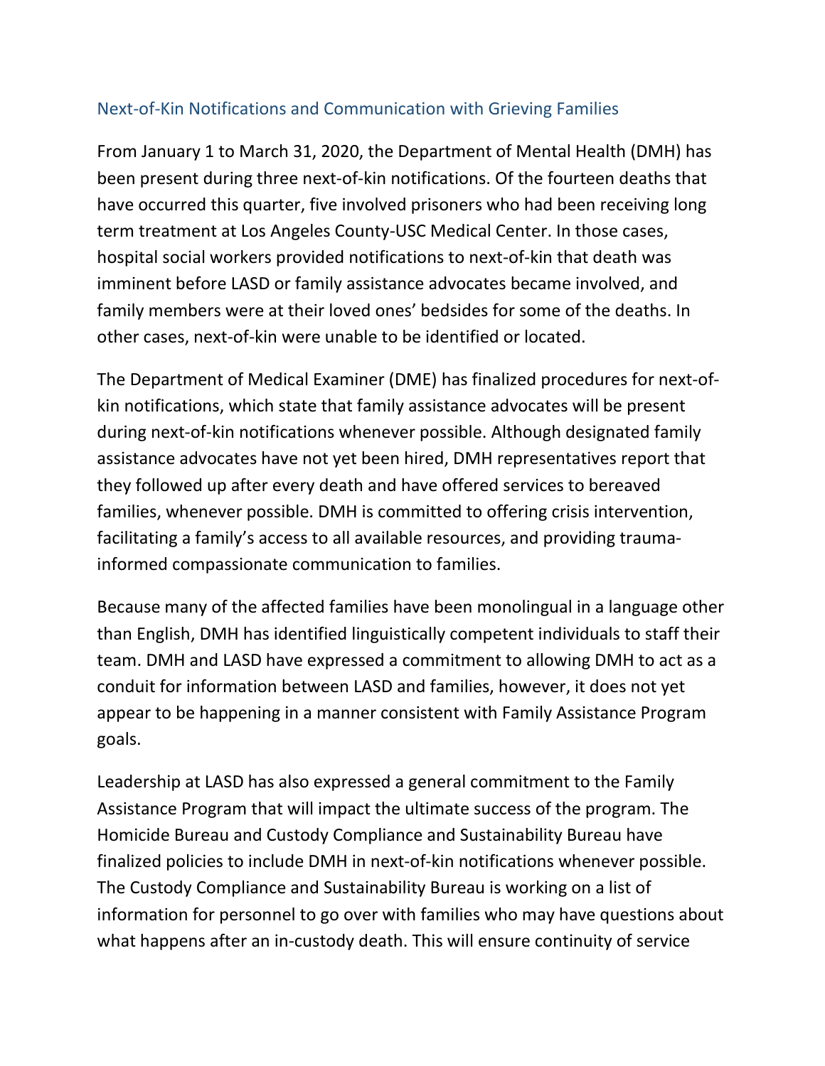## Next-of-Kin Notifications and Communication with Grieving Families

From January 1 to March 31, 2020, the Department of Mental Health (DMH) has been present during three next-of-kin notifications. Of the fourteen deaths that have occurred this quarter, five involved prisoners who had been receiving long term treatment at Los Angeles County-USC Medical Center. In those cases, hospital social workers provided notifications to next-of-kin that death was imminent before LASD or family assistance advocates became involved, and family members were at their loved ones' bedsides for some of the deaths. In other cases, next-of-kin were unable to be identified or located.

The Department of Medical Examiner (DME) has finalized procedures for next-of-kin notifications, which state that family assistance advocates will be present during next-of-kin notifications whenever possible. Although designated family assistance advocates have not yet been hired, DMH representatives report that they followed up after every death and have offered services to bereaved families, whenever possible. DMH is committed to offering crisis intervention, facilitating a family's access to all available resources, and providing trauma-informed compassionate communication to families.

Because many of the affected families have been monolingual in a language other than English, DMH has identified linguistically competent individuals to staff their team. DMH and LASD have expressed a commitment to allowing DMH to act as a conduit for information between LASD and families, however, it does not yet appear to be happening in a manner consistent with Family Assistance Program goals.

Leadership at LASD has also expressed a general commitment to the Family Assistance Program that will impact the ultimate success of the program. The Homicide Bureau and Custody Compliance and Sustainability Bureau have finalized policies to include DMH in next-of-kin notifications whenever possible. The Custody Compliance and Sustainability Bureau is working on a list of information for personnel to go over with families who may have questions about what happens after an in-custody death. This will ensure continuity of service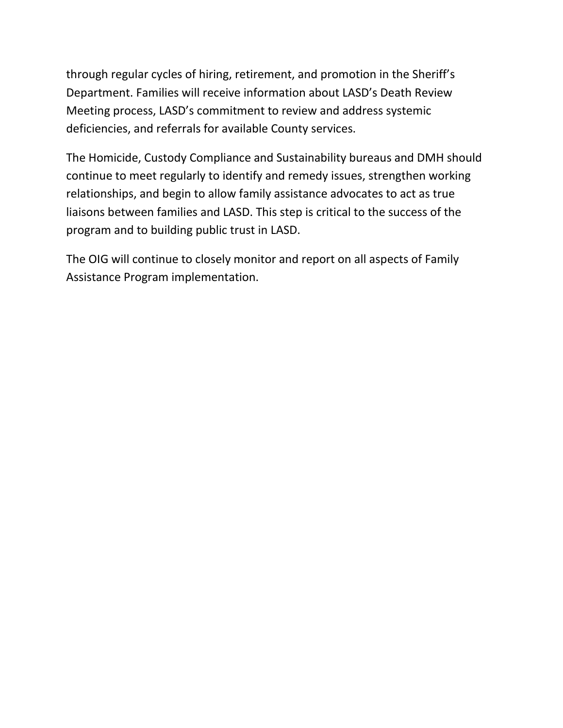through regular cycles of hiring, retirement, and promotion in the Sheriff's Department. Families will receive information about LASD's Death Review Meeting process, LASD's commitment to review and address systemic deficiencies, and referrals for available County services.

The Homicide, Custody Compliance and Sustainability bureaus and DMH should continue to meet regularly to identify and remedy issues, strengthen working relationships, and begin to allow family assistance advocates to act as true liaisons between families and LASD. This step is critical to the success of the program and to building public trust in LASD.

The OIG will continue to closely monitor and report on all aspects of Family Assistance Program implementation.